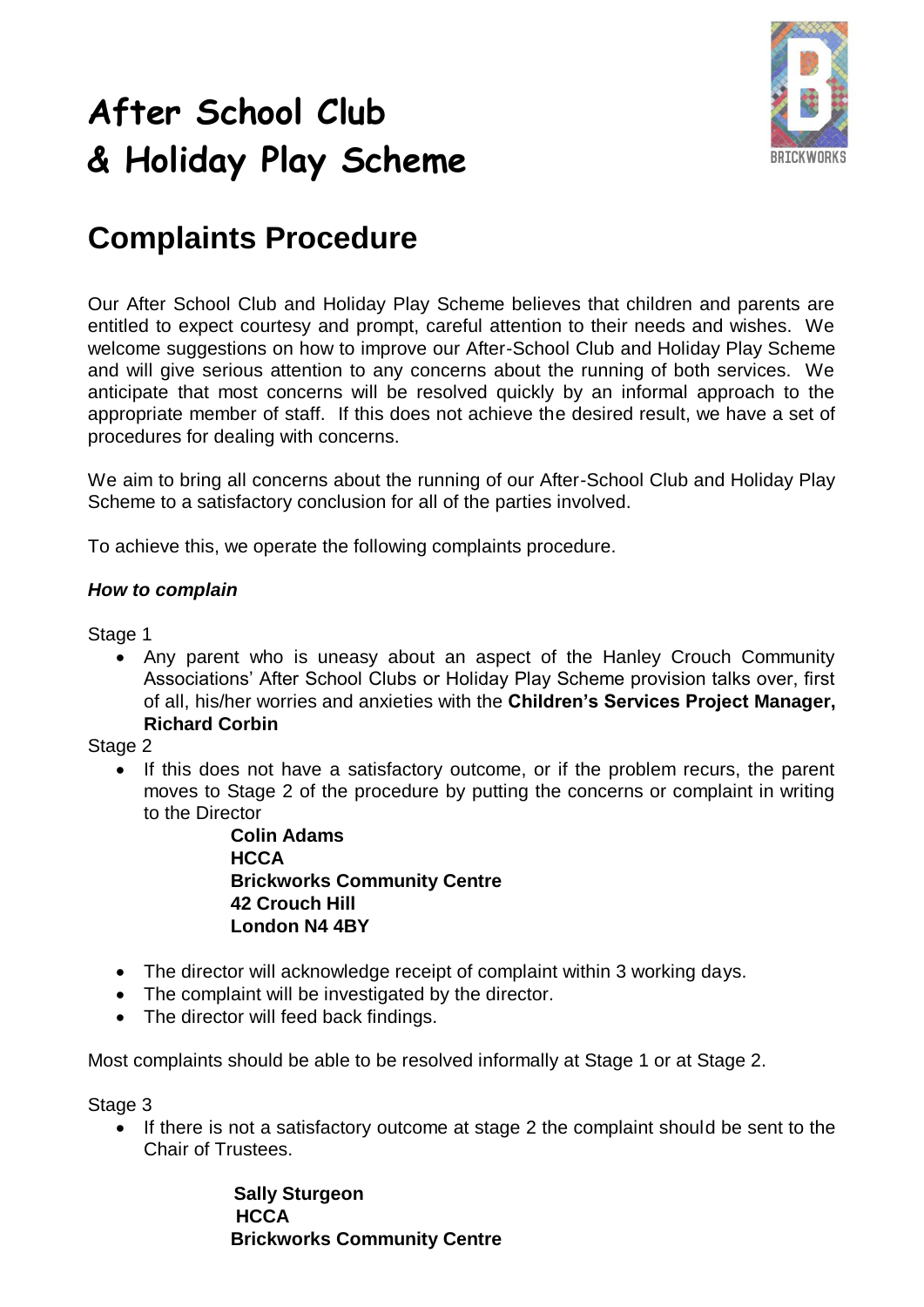# After School Club
# & Holiday Play Scheme

## Complaints Procedure

Our After School Club and Holiday Play Scheme believes that children and parents are entitled to expect courtesy and prompt, careful attention to their needs and wishes. We welcome suggestions on how to improve our After-School Club and Holiday Play Scheme and will give serious attention to any concerns about the running of both services. We anticipate that most concerns will be resolved quickly by an informal approach to the appropriate member of staff. If this does not achieve the desired result, we have a set of procedures for dealing with concerns.

We aim to bring all concerns about the running of our After-School Club and Holiday Play Scheme to a satisfactory conclusion for all of the parties involved.

To achieve this, we operate the following complaints procedure.

***How to complain***

Stage 1

- Any parent who is uneasy about an aspect of the Hanley Crouch Community Associations' After School Clubs or Holiday Play Scheme provision talks over, first of all, his/her worries and anxieties with the **Children's Services Project Manager, Richard Corbin**

Stage 2

- If this does not have a satisfactory outcome, or if the problem recurs, the parent moves to Stage 2 of the procedure by putting the concerns or complaint in writing to the Director

  **Colin Adams**
  **HCCA**
  **Brickworks Community Centre**
  **42 Crouch Hill**
  **London N4 4BY**

- The director will acknowledge receipt of complaint within 3 working days.
- The complaint will be investigated by the director.
- The director will feed back findings.

Most complaints should be able to be resolved informally at Stage 1 or at Stage 2.

Stage 3

- If there is not a satisfactory outcome at stage 2 the complaint should be sent to the Chair of Trustees.

  **Sally Sturgeon**
  **HCCA**
  **Brickworks Community Centre**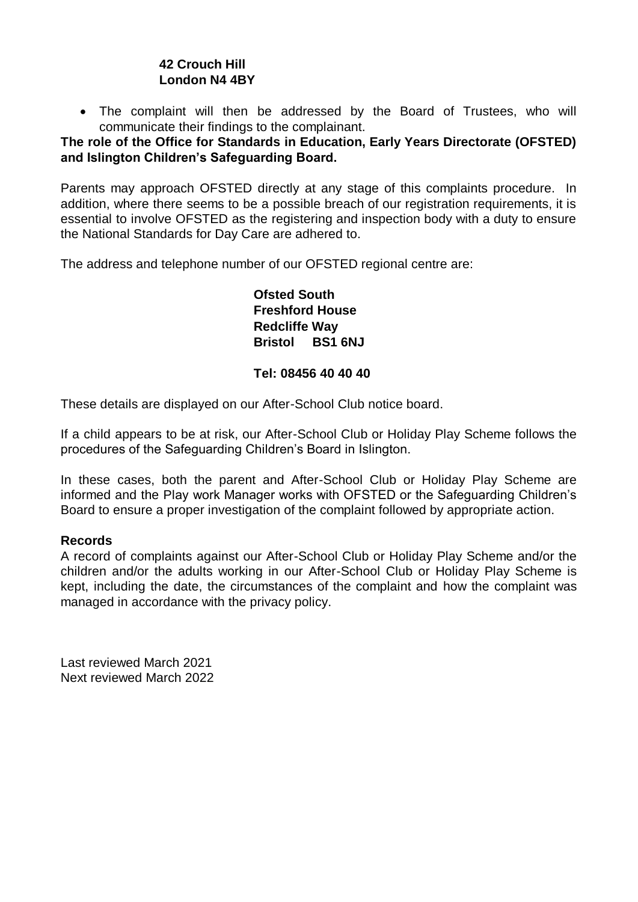**42 Crouch Hill**
**London N4 4BY**

- The complaint will then be addressed by the Board of Trustees, who will communicate their findings to the complainant.

**The role of the Office for Standards in Education, Early Years Directorate (OFSTED) and Islington Children's Safeguarding Board.**

Parents may approach OFSTED directly at any stage of this complaints procedure. In addition, where there seems to be a possible breach of our registration requirements, it is essential to involve OFSTED as the registering and inspection body with a duty to ensure the National Standards for Day Care are adhered to.

The address and telephone number of our OFSTED regional centre are:

**Ofsted South**
**Freshford House**
**Redcliffe Way**
**Bristol BS1 6NJ**

**Tel: 08456 40 40 40**

These details are displayed on our After-School Club notice board.

If a child appears to be at risk, our After-School Club or Holiday Play Scheme follows the procedures of the Safeguarding Children's Board in Islington.

In these cases, both the parent and After-School Club or Holiday Play Scheme are informed and the Play work Manager works with OFSTED or the Safeguarding Children's Board to ensure a proper investigation of the complaint followed by appropriate action.

**Records**

A record of complaints against our After-School Club or Holiday Play Scheme and/or the children and/or the adults working in our After-School Club or Holiday Play Scheme is kept, including the date, the circumstances of the complaint and how the complaint was managed in accordance with the privacy policy.

Last reviewed March 2021
Next reviewed March 2022